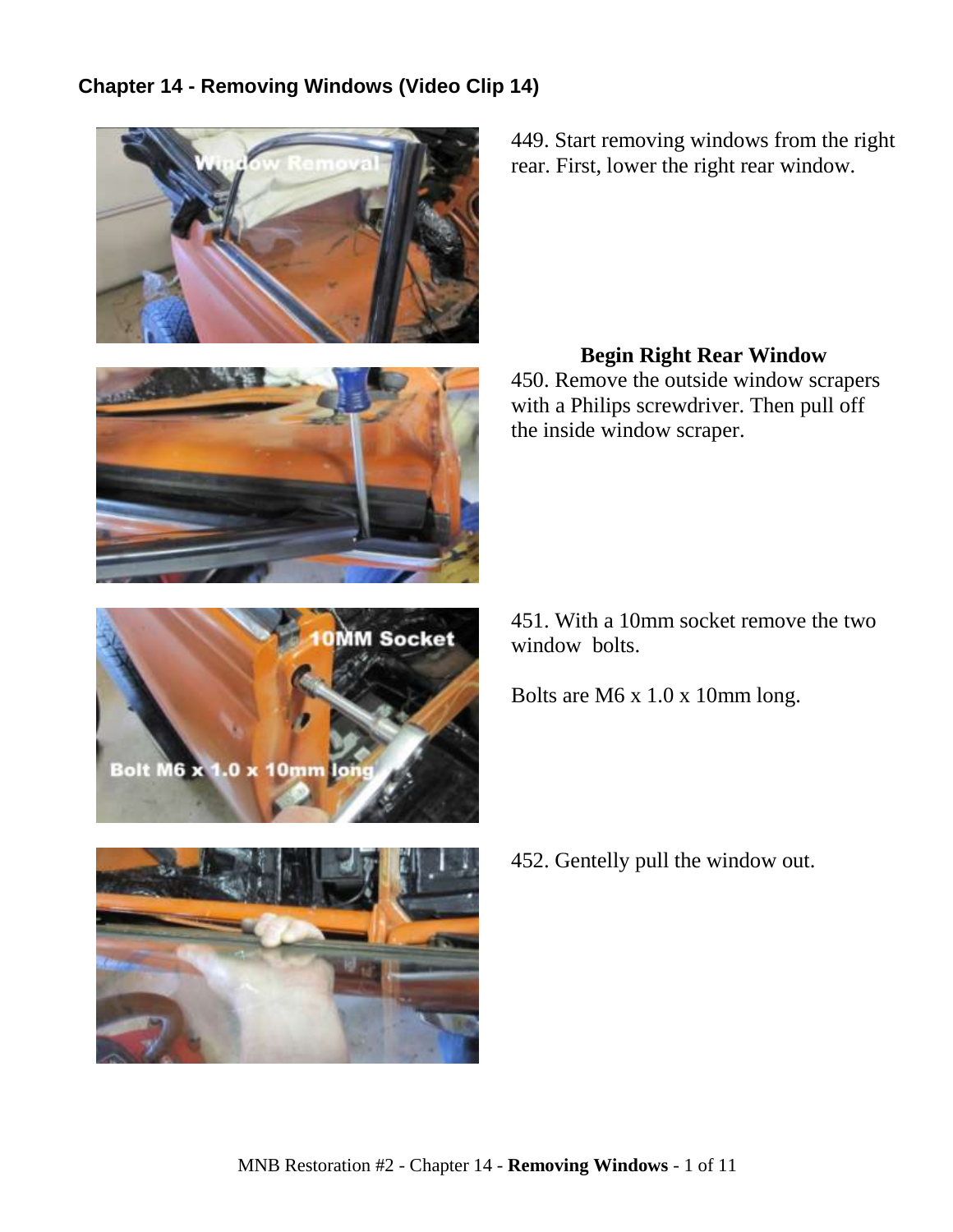## Chapter 14 - Removing Windows (Video Clip 14)

449. Start removing windows from the right rear. First, lower the right rear window.

**Begin Right Rear Window**

450. Remove the outside window scrapers with a Philips screwdriver. Then pull off the inside window scraper.

451. With a 10mm socket remove the two window bolts.

Bolts are M6 x 1.0 x 10mm long.

452. Gentelly pull the window out.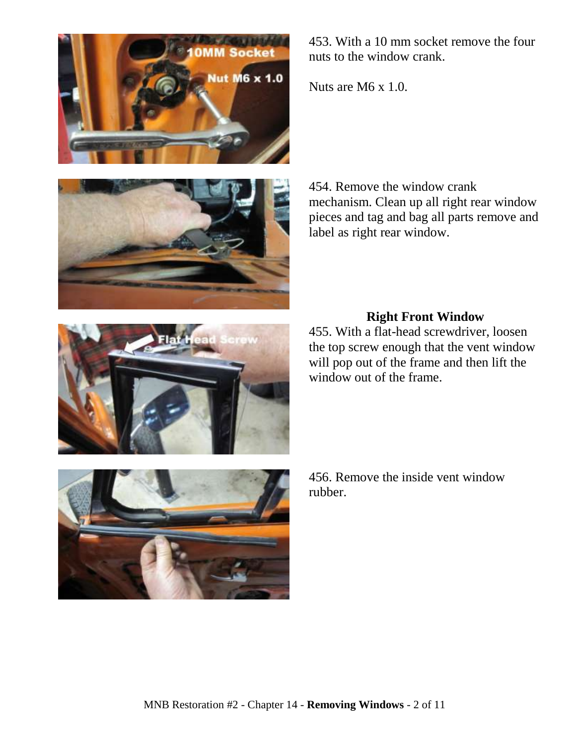453. With a 10 mm socket remove the four nuts to the window crank.

Nuts are M6 x 1.0.

454. Remove the window crank mechanism. Clean up all right rear window pieces and tag and bag all parts remove and label as right rear window.

**Right Front Window**

455. With a flat-head screwdriver, loosen the top screw enough that the vent window will pop out of the frame and then lift the window out of the frame.

456. Remove the inside vent window rubber.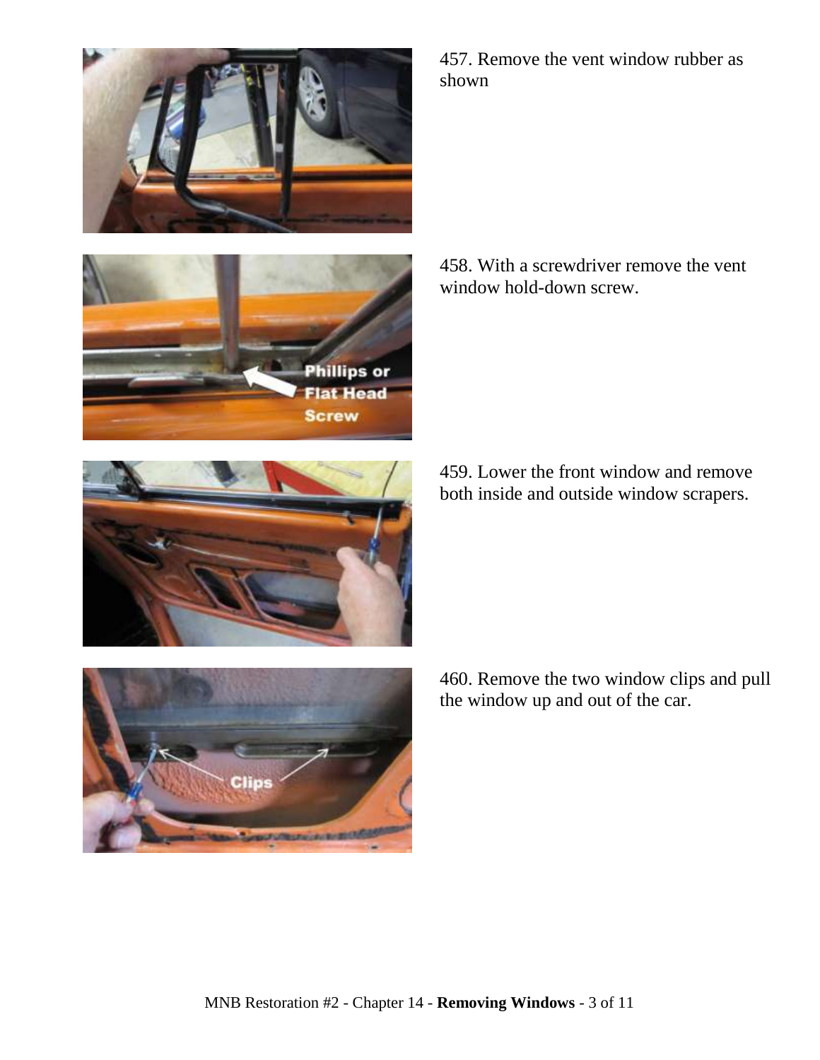457. Remove the vent window rubber as shown

458. With a screwdriver remove the vent window hold-down screw.

459. Lower the front window and remove both inside and outside window scrapers.

460. Remove the two window clips and pull the window up and out of the car.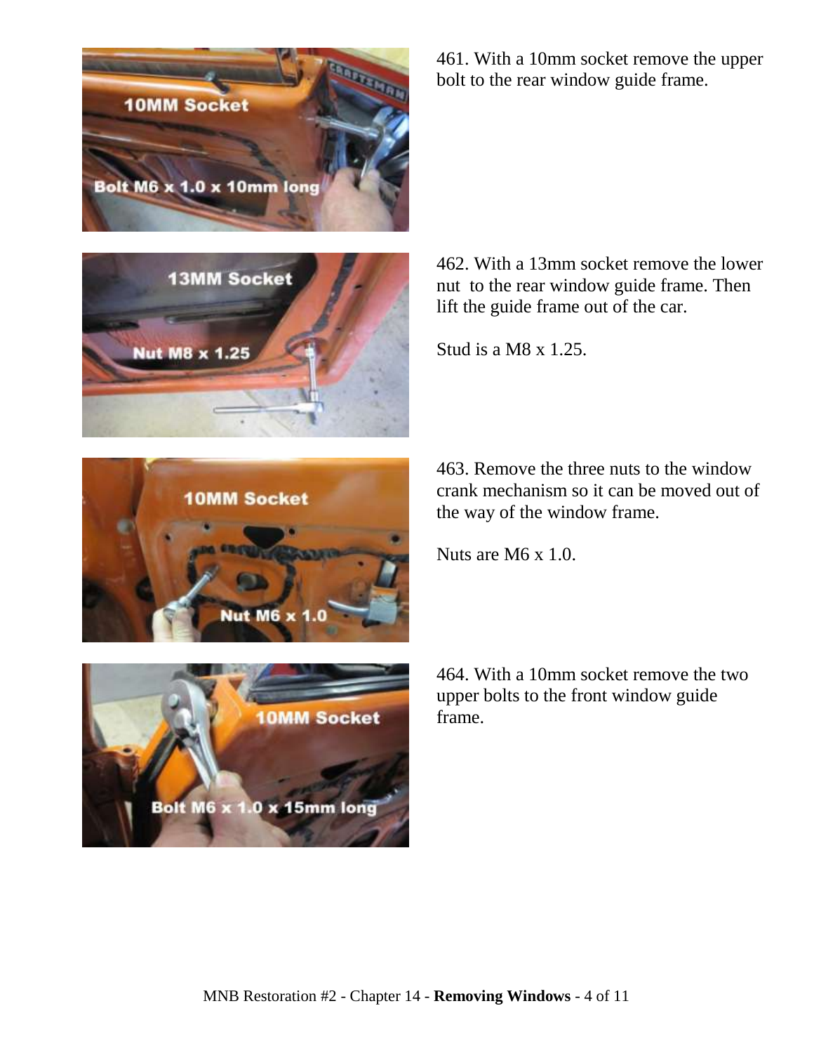461. With a 10mm socket remove the upper bolt to the rear window guide frame.

462. With a 13mm socket remove the lower nut to the rear window guide frame. Then lift the guide frame out of the car.

Stud is a M8 x 1.25.

463. Remove the three nuts to the window crank mechanism so it can be moved out of the way of the window frame.

Nuts are M6 x 1.0.

464. With a 10mm socket remove the two upper bolts to the front window guide frame.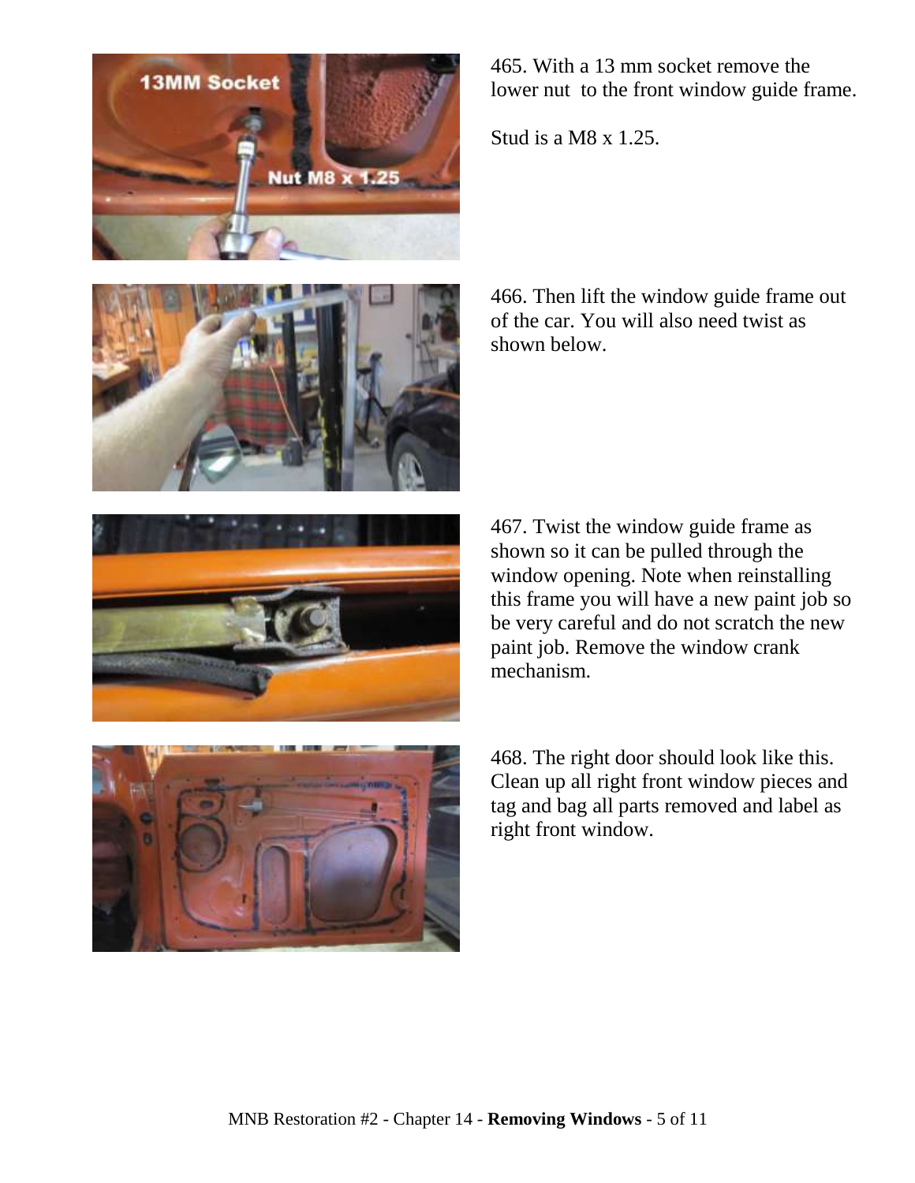465. With a 13 mm socket remove the lower nut to the front window guide frame.

Stud is a M8 x 1.25.

466. Then lift the window guide frame out of the car. You will also need twist as shown below.

467. Twist the window guide frame as shown so it can be pulled through the window opening. Note when reinstalling this frame you will have a new paint job so be very careful and do not scratch the new paint job. Remove the window crank mechanism.

468. The right door should look like this. Clean up all right front window pieces and tag and bag all parts removed and label as right front window.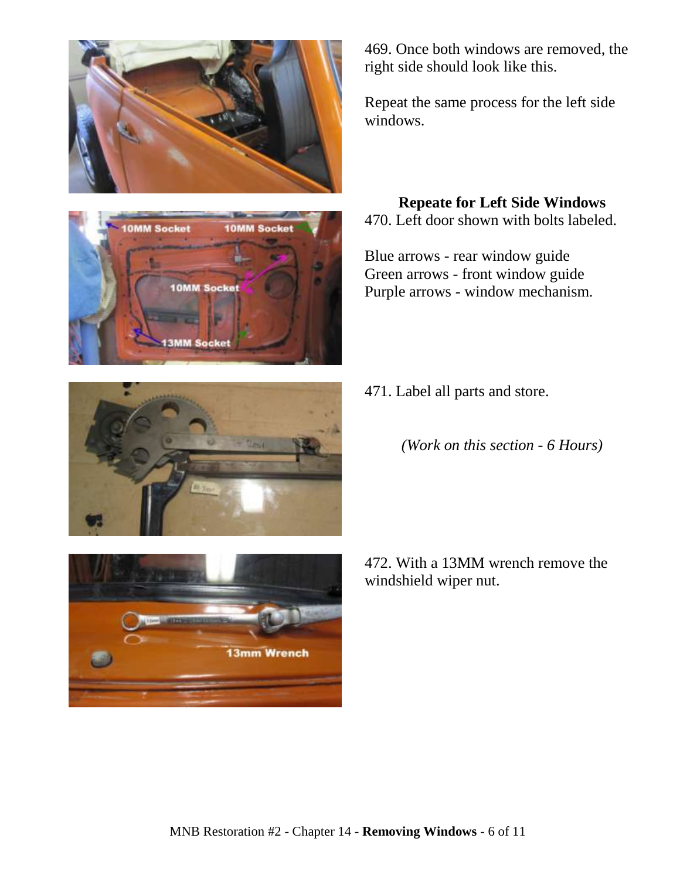469. Once both windows are removed, the right side should look like this.

Repeat the same process for the left side windows.

**Repeate for Left Side Windows**

470. Left door shown with bolts labeled.

Blue arrows - rear window guide
Green arrows - front window guide
Purple arrows - window mechanism.

471. Label all parts and store.

*(Work on this section - 6 Hours)*

472. With a 13MM wrench remove the windshield wiper nut.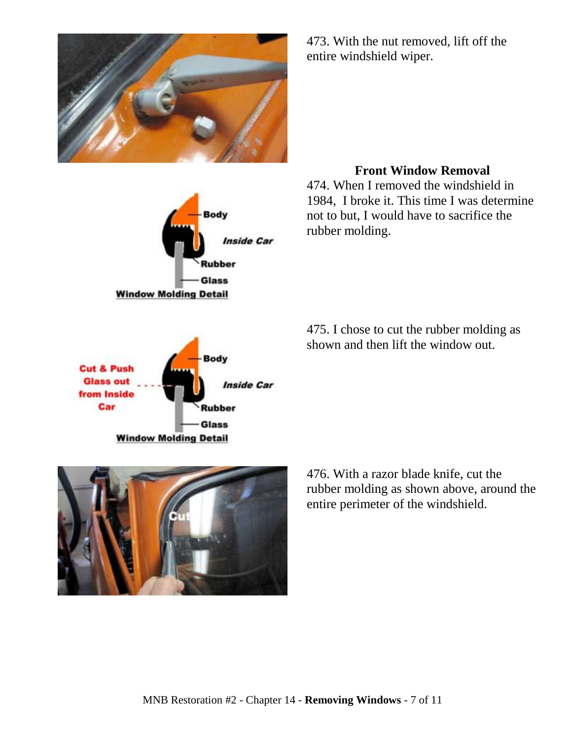473. With the nut removed, lift off the entire windshield wiper.

**Front Window Removal**

474. When I removed the windshield in 1984, I broke it. This time I was determine not to but, I would have to sacrifice the rubber molding.

475. I chose to cut the rubber molding as shown and then lift the window out.

476. With a razor blade knife, cut the rubber molding as shown above, around the entire perimeter of the windshield.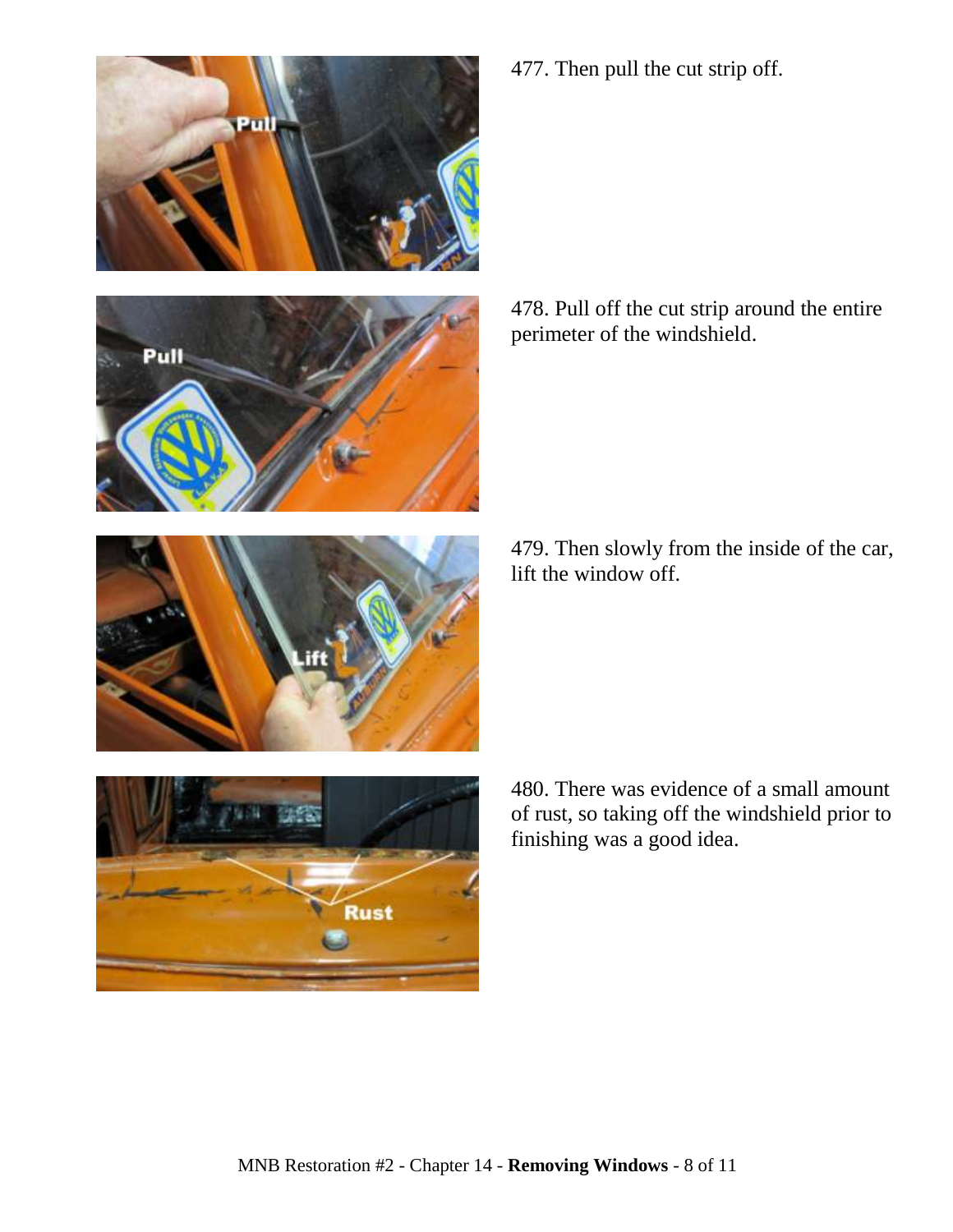477. Then pull the cut strip off.

478. Pull off the cut strip around the entire perimeter of the windshield.

479. Then slowly from the inside of the car, lift the window off.

480. There was evidence of a small amount of rust, so taking off the windshield prior to finishing was a good idea.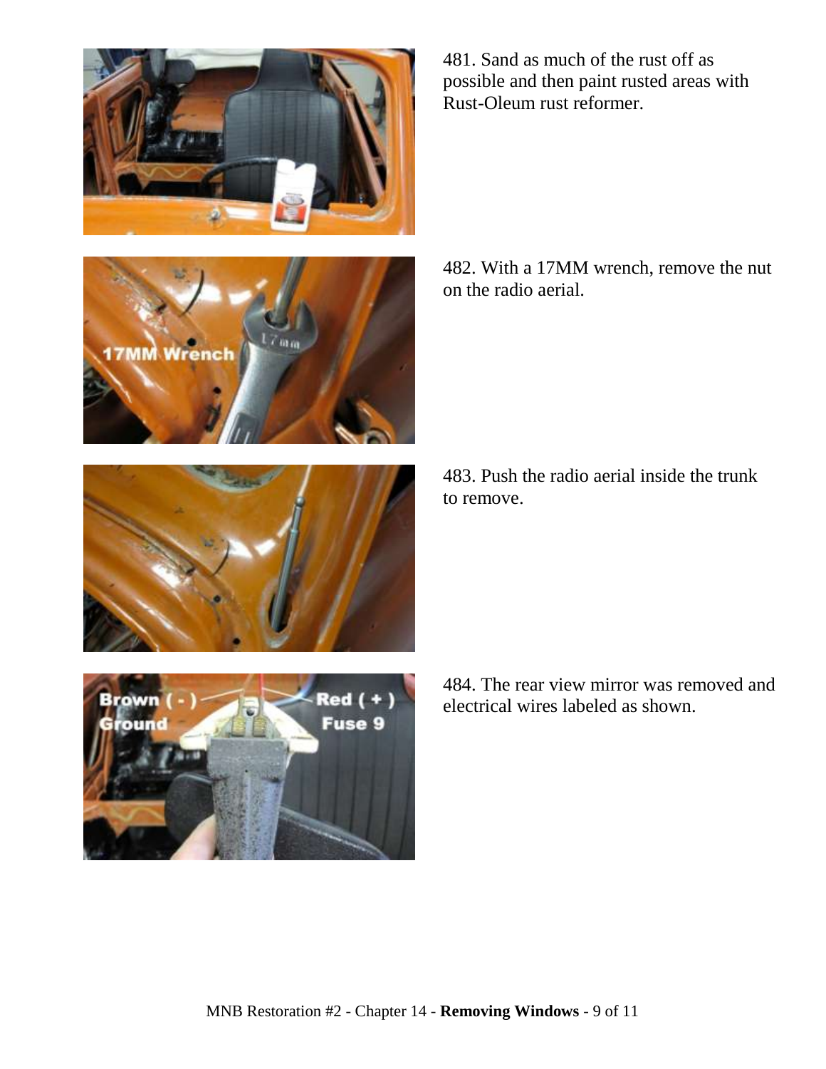481. Sand as much of the rust off as possible and then paint rusted areas with Rust-Oleum rust reformer.

482. With a 17MM wrench, remove the nut on the radio aerial.

483. Push the radio aerial inside the trunk to remove.

484. The rear view mirror was removed and electrical wires labeled as shown.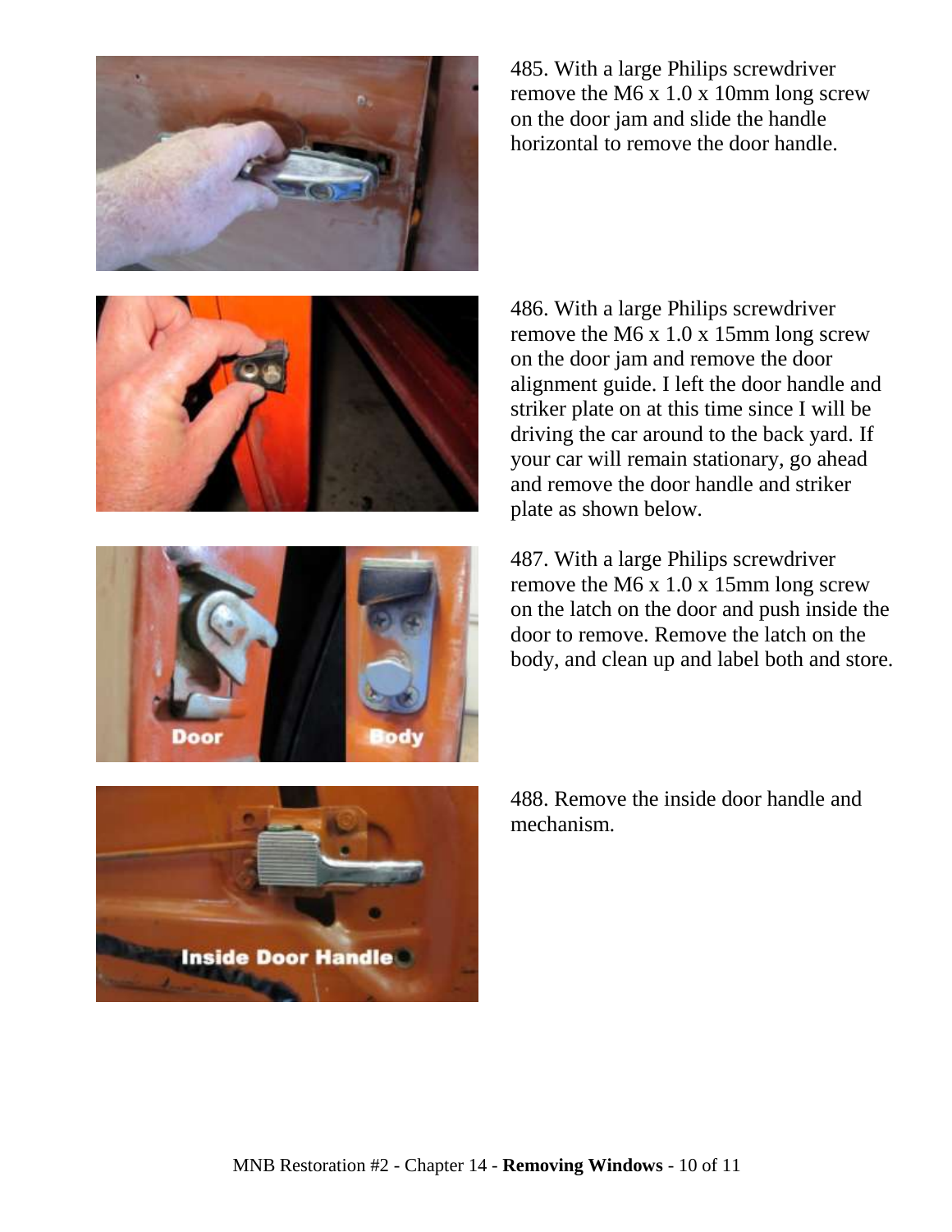485. With a large Philips screwdriver remove the M6 x 1.0 x 10mm long screw on the door jam and slide the handle horizontal to remove the door handle.

486. With a large Philips screwdriver remove the M6 x 1.0 x 15mm long screw on the door jam and remove the door alignment guide. I left the door handle and striker plate on at this time since I will be driving the car around to the back yard. If your car will remain stationary, go ahead and remove the door handle and striker plate as shown below.

487. With a large Philips screwdriver remove the M6 x 1.0 x 15mm long screw on the latch on the door and push inside the door to remove. Remove the latch on the body, and clean up and label both and store.

488. Remove the inside door handle and mechanism.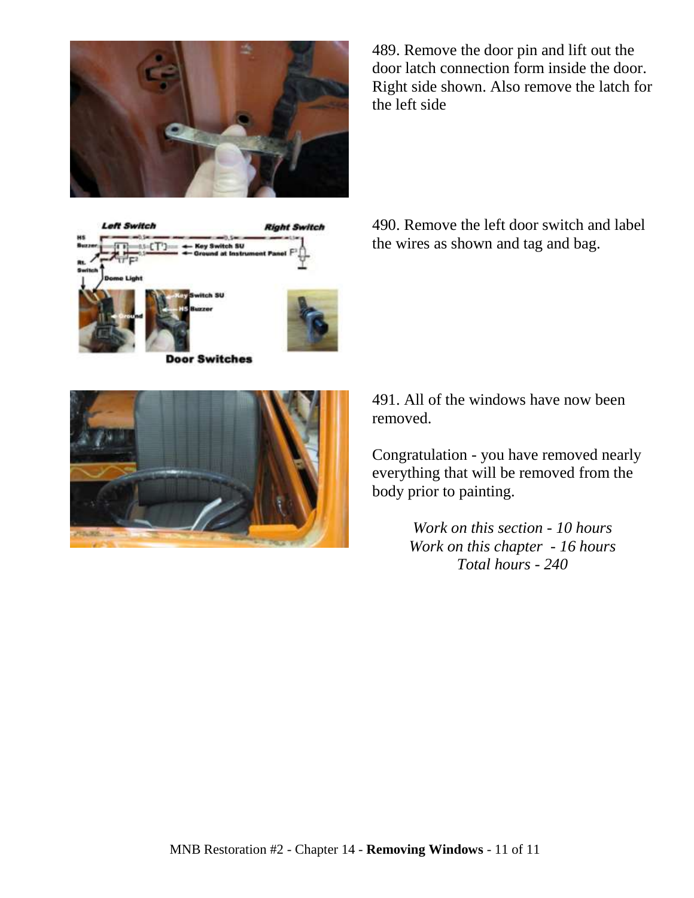489. Remove the door pin and lift out the door latch connection form inside the door. Right side shown. Also remove the latch for the left side

490. Remove the left door switch and label the wires as shown and tag and bag.

491. All of the windows have now been removed.

Congratulation - you have removed nearly everything that will be removed from the body prior to painting.

*Work on this section - 10 hours*
*Work on this chapter - 16 hours*
*Total hours - 240*